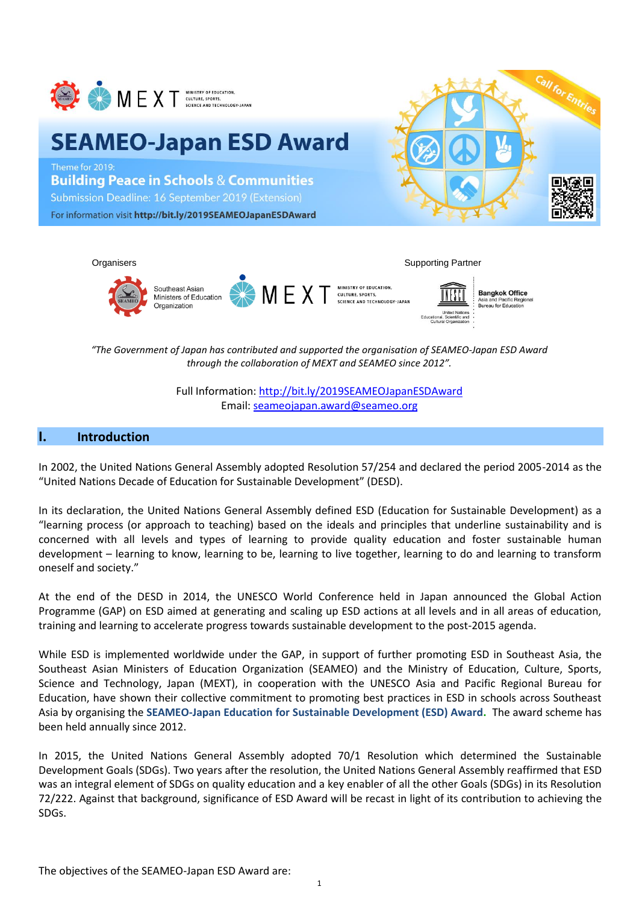# SEAMEO-Japan ESD Award

Theme for 2019:

**Building Peace in Schools & Communities**

Submission Deadline: 16 September 2019 (Extension)

For information visit **http://bit.ly/2019SEAMEOJapanESDAward**

Call for Entries

Organisers: Southeast Asian Ministers of Education Organization; MEXT Ministry of Education, Culture, Sports, Science and Technology-Japan

Supporting Partner: UNESCO Bangkok Office, Asia and Pacific Regional Bureau for Education

*"The Government of Japan has contributed and supported the organisation of SEAMEO-Japan ESD Award through the collaboration of MEXT and SEAMEO since 2012".*

Full Information: http://bit.ly/2019SEAMEOJapanESDAward
Email: seameojapan.award@seameo.org

## I. Introduction

In 2002, the United Nations General Assembly adopted Resolution 57/254 and declared the period 2005-2014 as the "United Nations Decade of Education for Sustainable Development" (DESD).

In its declaration, the United Nations General Assembly defined ESD (Education for Sustainable Development) as a "learning process (or approach to teaching) based on the ideals and principles that underline sustainability and is concerned with all levels and types of learning to provide quality education and foster sustainable human development – learning to know, learning to be, learning to live together, learning to do and learning to transform oneself and society."

At the end of the DESD in 2014, the UNESCO World Conference held in Japan announced the Global Action Programme (GAP) on ESD aimed at generating and scaling up ESD actions at all levels and in all areas of education, training and learning to accelerate progress towards sustainable development to the post-2015 agenda.

While ESD is implemented worldwide under the GAP, in support of further promoting ESD in Southeast Asia, the Southeast Asian Ministers of Education Organization (SEAMEO) and the Ministry of Education, Culture, Sports, Science and Technology, Japan (MEXT), in cooperation with the UNESCO Asia and Pacific Regional Bureau for Education, have shown their collective commitment to promoting best practices in ESD in schools across Southeast Asia by organising the **SEAMEO-Japan Education for Sustainable Development (ESD) Award.** The award scheme has been held annually since 2012.

In 2015, the United Nations General Assembly adopted 70/1 Resolution which determined the Sustainable Development Goals (SDGs). Two years after the resolution, the United Nations General Assembly reaffirmed that ESD was an integral element of SDGs on quality education and a key enabler of all the other Goals (SDGs) in its Resolution 72/222. Against that background, significance of ESD Award will be recast in light of its contribution to achieving the SDGs.

The objectives of the SEAMEO-Japan ESD Award are: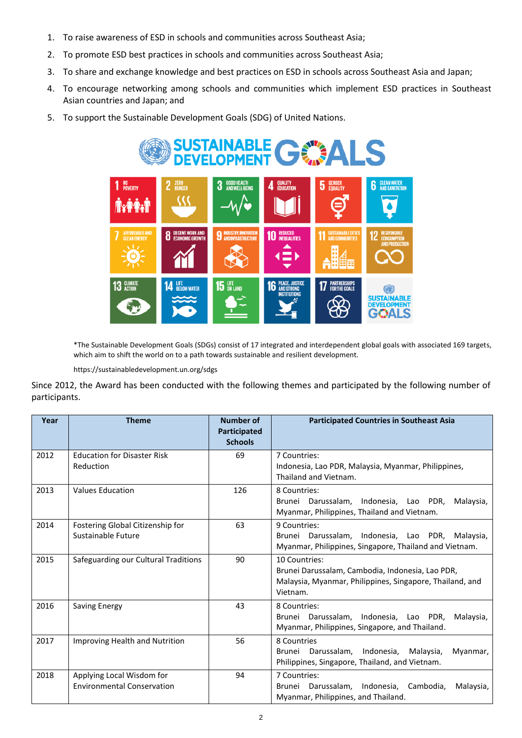1. To raise awareness of ESD in schools and communities across Southeast Asia;
2. To promote ESD best practices in schools and communities across Southeast Asia;
3. To share and exchange knowledge and best practices on ESD in schools across Southeast Asia and Japan;
4. To encourage networking among schools and communities which implement ESD practices in Southeast Asian countries and Japan; and
5. To support the Sustainable Development Goals (SDG) of United Nations.

*The Sustainable Development Goals (SDGs) consist of 17 integrated and interdependent global goals with associated 169 targets, which aim to shift the world on to a path towards sustainable and resilient development.

https://sustainabledevelopment.un.org/sdgs

Since 2012, the Award has been conducted with the following themes and participated by the following number of participants.

| Year | Theme | Number of Participated Schools | Participated Countries in Southeast Asia |
|---|---|---|---|
| 2012 | Education for Disaster Risk Reduction | 69 | 7 Countries: Indonesia, Lao PDR, Malaysia, Myanmar, Philippines, Thailand and Vietnam. |
| 2013 | Values Education | 126 | 8 Countries: Brunei Darussalam, Indonesia, Lao PDR, Malaysia, Myanmar, Philippines, Thailand and Vietnam. |
| 2014 | Fostering Global Citizenship for Sustainable Future | 63 | 9 Countries: Brunei Darussalam, Indonesia, Lao PDR, Malaysia, Myanmar, Philippines, Singapore, Thailand and Vietnam. |
| 2015 | Safeguarding our Cultural Traditions | 90 | 10 Countries: Brunei Darussalam, Cambodia, Indonesia, Lao PDR, Malaysia, Myanmar, Philippines, Singapore, Thailand, and Vietnam. |
| 2016 | Saving Energy | 43 | 8 Countries: Brunei Darussalam, Indonesia, Lao PDR, Malaysia, Myanmar, Philippines, Singapore, and Thailand. |
| 2017 | Improving Health and Nutrition | 56 | 8 Countries Brunei Darussalam, Indonesia, Malaysia, Myanmar, Philippines, Singapore, Thailand, and Vietnam. |
| 2018 | Applying Local Wisdom for Environmental Conservation | 94 | 7 Countries: Brunei Darussalam, Indonesia, Cambodia, Malaysia, Myanmar, Philippines, and Thailand. |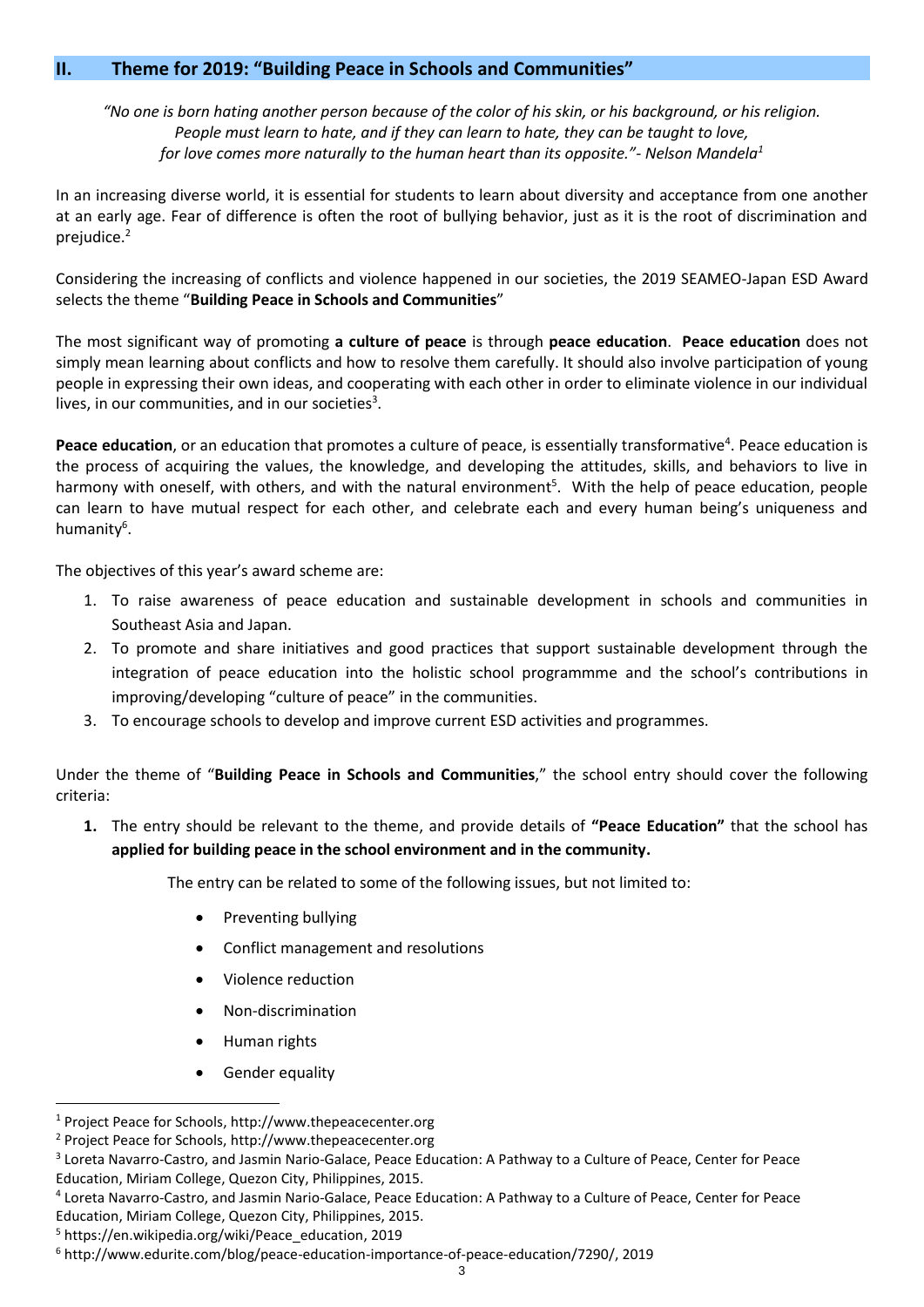## II. Theme for 2019: "Building Peace in Schools and Communities"

*"No one is born hating another person because of the color of his skin, or his background, or his religion. People must learn to hate, and if they can learn to hate, they can be taught to love, for love comes more naturally to the human heart than its opposite."- Nelson Mandela*[1]

In an increasing diverse world, it is essential for students to learn about diversity and acceptance from one another at an early age. Fear of difference is often the root of bullying behavior, just as it is the root of discrimination and prejudice.[2]

Considering the increasing of conflicts and violence happened in our societies, the 2019 SEAMEO-Japan ESD Award selects the theme "**Building Peace in Schools and Communities**"

The most significant way of promoting **a culture of peace** is through **peace education**. **Peace education** does not simply mean learning about conflicts and how to resolve them carefully. It should also involve participation of young people in expressing their own ideas, and cooperating with each other in order to eliminate violence in our individual lives, in our communities, and in our societies[3].

**Peace education**, or an education that promotes a culture of peace, is essentially transformative[4]. Peace education is the process of acquiring the values, the knowledge, and developing the attitudes, skills, and behaviors to live in harmony with oneself, with others, and with the natural environment[5]. With the help of peace education, people can learn to have mutual respect for each other, and celebrate each and every human being's uniqueness and humanity[6].

The objectives of this year's award scheme are:

1. To raise awareness of peace education and sustainable development in schools and communities in Southeast Asia and Japan.
2. To promote and share initiatives and good practices that support sustainable development through the integration of peace education into the holistic school programmme and the school's contributions in improving/developing "culture of peace" in the communities.
3. To encourage schools to develop and improve current ESD activities and programmes.

Under the theme of "**Building Peace in Schools and Communities**," the school entry should cover the following criteria:

1. The entry should be relevant to the theme, and provide details of **"Peace Education"** that the school has **applied for building peace in the school environment and in the community.**

   The entry can be related to some of the following issues, but not limited to:

   - Preventing bullying
   - Conflict management and resolutions
   - Violence reduction
   - Non-discrimination
   - Human rights
   - Gender equality

---

[1] Project Peace for Schools, http://www.thepeacecenter.org

[2] Project Peace for Schools, http://www.thepeacecenter.org

[3] Loreta Navarro-Castro, and Jasmin Nario-Galace, Peace Education: A Pathway to a Culture of Peace, Center for Peace Education, Miriam College, Quezon City, Philippines, 2015.

[4] Loreta Navarro-Castro, and Jasmin Nario-Galace, Peace Education: A Pathway to a Culture of Peace, Center for Peace Education, Miriam College, Quezon City, Philippines, 2015.

[5] https://en.wikipedia.org/wiki/Peace_education, 2019

[6] http://www.edurite.com/blog/peace-education-importance-of-peace-education/7290/, 2019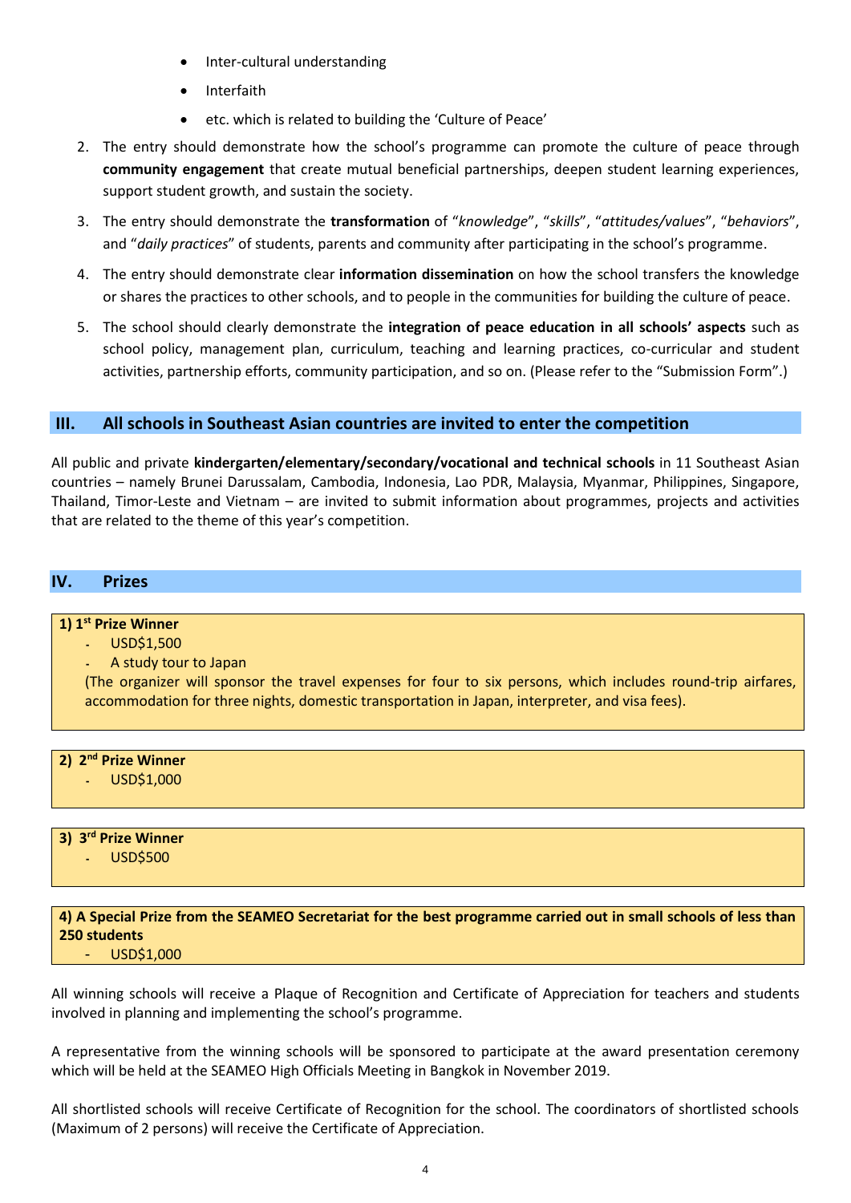- Inter-cultural understanding
- Interfaith
- etc. which is related to building the 'Culture of Peace'

2. The entry should demonstrate how the school's programme can promote the culture of peace through **community engagement** that create mutual beneficial partnerships, deepen student learning experiences, support student growth, and sustain the society.
3. The entry should demonstrate the **transformation** of "*knowledge*", "*skills*", "*attitudes/values*", "*behaviors*", and "*daily practices*" of students, parents and community after participating in the school's programme.
4. The entry should demonstrate clear **information dissemination** on how the school transfers the knowledge or shares the practices to other schools, and to people in the communities for building the culture of peace.
5. The school should clearly demonstrate the **integration of peace education in all schools' aspects** such as school policy, management plan, curriculum, teaching and learning practices, co-curricular and student activities, partnership efforts, community participation, and so on. (Please refer to the "Submission Form".)

## III. All schools in Southeast Asian countries are invited to enter the competition

All public and private **kindergarten/elementary/secondary/vocational and technical schools** in 11 Southeast Asian countries – namely Brunei Darussalam, Cambodia, Indonesia, Lao PDR, Malaysia, Myanmar, Philippines, Singapore, Thailand, Timor-Leste and Vietnam – are invited to submit information about programmes, projects and activities that are related to the theme of this year's competition.

## IV. Prizes

**1) 1st Prize Winner**

- USD$1,500
- A study tour to Japan

(The organizer will sponsor the travel expenses for four to six persons, which includes round-trip airfares, accommodation for three nights, domestic transportation in Japan, interpreter, and visa fees).

**2) 2nd Prize Winner**

- USD$1,000

**3) 3rd Prize Winner**

- USD$500

**4) A Special Prize from the SEAMEO Secretariat for the best programme carried out in small schools of less than 250 students**

- USD$1,000

All winning schools will receive a Plaque of Recognition and Certificate of Appreciation for teachers and students involved in planning and implementing the school's programme.

A representative from the winning schools will be sponsored to participate at the award presentation ceremony which will be held at the SEAMEO High Officials Meeting in Bangkok in November 2019.

All shortlisted schools will receive Certificate of Recognition for the school. The coordinators of shortlisted schools (Maximum of 2 persons) will receive the Certificate of Appreciation.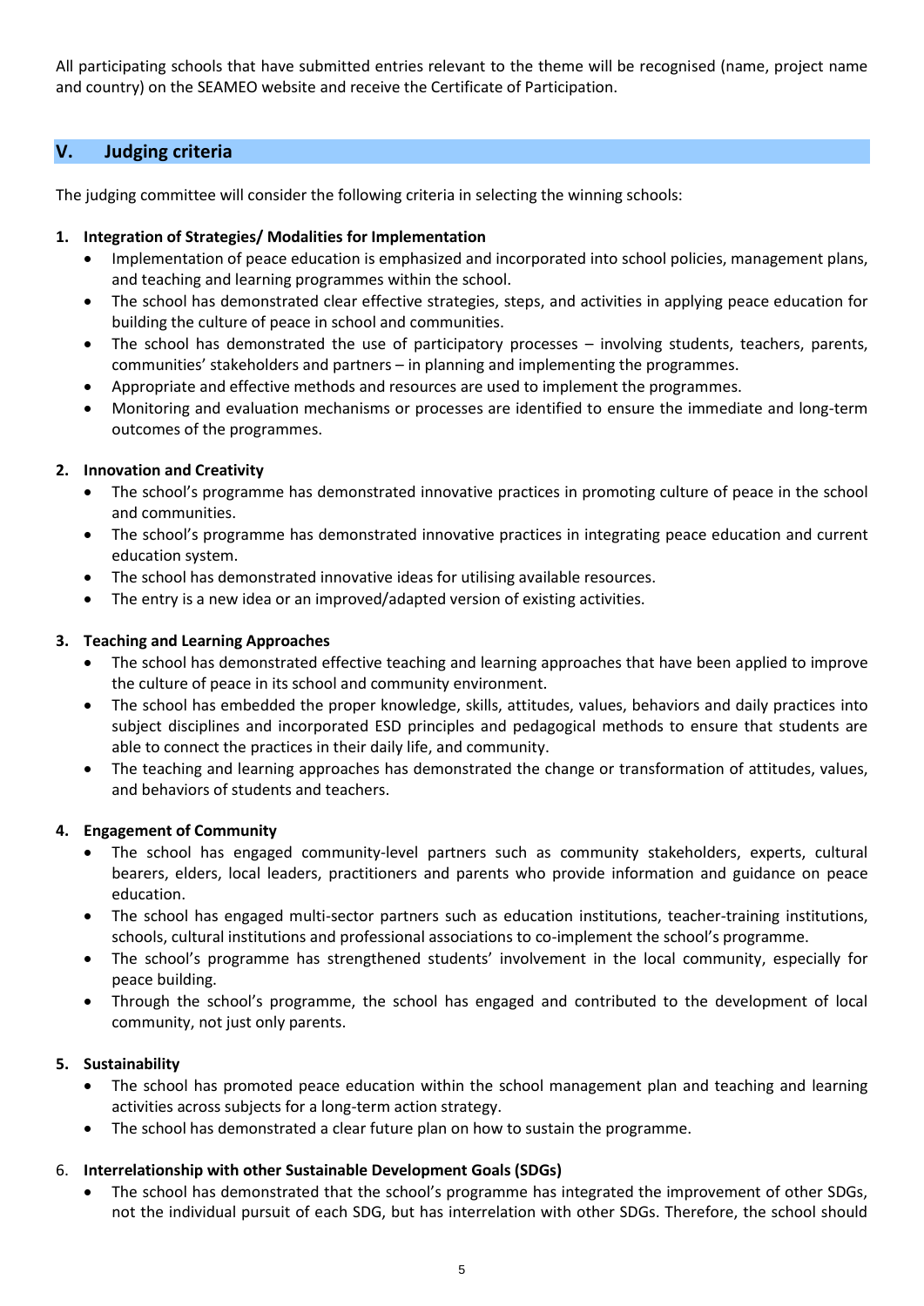All participating schools that have submitted entries relevant to the theme will be recognised (name, project name and country) on the SEAMEO website and receive the Certificate of Participation.

## V. Judging criteria

The judging committee will consider the following criteria in selecting the winning schools:

**1. Integration of Strategies/ Modalities for Implementation**

- Implementation of peace education is emphasized and incorporated into school policies, management plans, and teaching and learning programmes within the school.
- The school has demonstrated clear effective strategies, steps, and activities in applying peace education for building the culture of peace in school and communities.
- The school has demonstrated the use of participatory processes – involving students, teachers, parents, communities' stakeholders and partners – in planning and implementing the programmes.
- Appropriate and effective methods and resources are used to implement the programmes.
- Monitoring and evaluation mechanisms or processes are identified to ensure the immediate and long-term outcomes of the programmes.

**2. Innovation and Creativity**

- The school's programme has demonstrated innovative practices in promoting culture of peace in the school and communities.
- The school's programme has demonstrated innovative practices in integrating peace education and current education system.
- The school has demonstrated innovative ideas for utilising available resources.
- The entry is a new idea or an improved/adapted version of existing activities.

**3. Teaching and Learning Approaches**

- The school has demonstrated effective teaching and learning approaches that have been applied to improve the culture of peace in its school and community environment.
- The school has embedded the proper knowledge, skills, attitudes, values, behaviors and daily practices into subject disciplines and incorporated ESD principles and pedagogical methods to ensure that students are able to connect the practices in their daily life, and community.
- The teaching and learning approaches has demonstrated the change or transformation of attitudes, values, and behaviors of students and teachers.

**4. Engagement of Community**

- The school has engaged community-level partners such as community stakeholders, experts, cultural bearers, elders, local leaders, practitioners and parents who provide information and guidance on peace education.
- The school has engaged multi-sector partners such as education institutions, teacher-training institutions, schools, cultural institutions and professional associations to co-implement the school's programme.
- The school's programme has strengthened students' involvement in the local community, especially for peace building.
- Through the school's programme, the school has engaged and contributed to the development of local community, not just only parents.

**5. Sustainability**

- The school has promoted peace education within the school management plan and teaching and learning activities across subjects for a long-term action strategy.
- The school has demonstrated a clear future plan on how to sustain the programme.

6. **Interrelationship with other Sustainable Development Goals (SDGs)**

- The school has demonstrated that the school's programme has integrated the improvement of other SDGs, not the individual pursuit of each SDG, but has interrelation with other SDGs. Therefore, the school should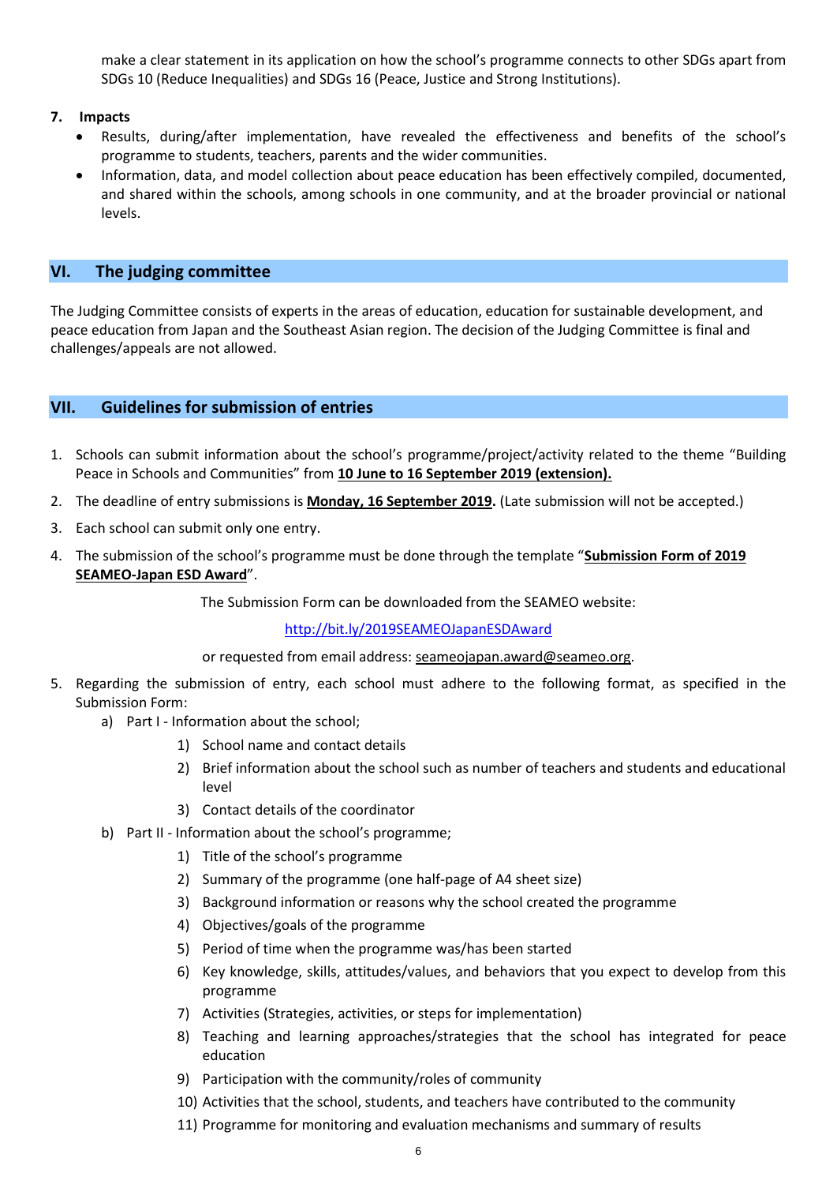make a clear statement in its application on how the school's programme connects to other SDGs apart from SDGs 10 (Reduce Inequalities) and SDGs 16 (Peace, Justice and Strong Institutions).

7. **Impacts**
   - Results, during/after implementation, have revealed the effectiveness and benefits of the school's programme to students, teachers, parents and the wider communities.
   - Information, data, and model collection about peace education has been effectively compiled, documented, and shared within the schools, among schools in one community, and at the broader provincial or national levels.

## VI. The judging committee

The Judging Committee consists of experts in the areas of education, education for sustainable development, and peace education from Japan and the Southeast Asian region. The decision of the Judging Committee is final and challenges/appeals are not allowed.

## VII. Guidelines for submission of entries

1. Schools can submit information about the school's programme/project/activity related to the theme "Building Peace in Schools and Communities" from **10 June to 16 September 2019 (extension).**
2. The deadline of entry submissions is **Monday, 16 September 2019.** (Late submission will not be accepted.)
3. Each school can submit only one entry.
4. The submission of the school's programme must be done through the template "**Submission Form of 2019 SEAMEO-Japan ESD Award**".

   The Submission Form can be downloaded from the SEAMEO website:

   http://bit.ly/2019SEAMEOJapanESDAward

   or requested from email address: seameojapan.award@seameo.org.

5. Regarding the submission of entry, each school must adhere to the following format, as specified in the Submission Form:
   a) Part I - Information about the school;
      1) School name and contact details
      2) Brief information about the school such as number of teachers and students and educational level
      3) Contact details of the coordinator

   b) Part II - Information about the school's programme;
      1) Title of the school's programme
      2) Summary of the programme (one half-page of A4 sheet size)
      3) Background information or reasons why the school created the programme
      4) Objectives/goals of the programme
      5) Period of time when the programme was/has been started
      6) Key knowledge, skills, attitudes/values, and behaviors that you expect to develop from this programme
      7) Activities (Strategies, activities, or steps for implementation)
      8) Teaching and learning approaches/strategies that the school has integrated for peace education
      9) Participation with the community/roles of community
      10) Activities that the school, students, and teachers have contributed to the community
      11) Programme for monitoring and evaluation mechanisms and summary of results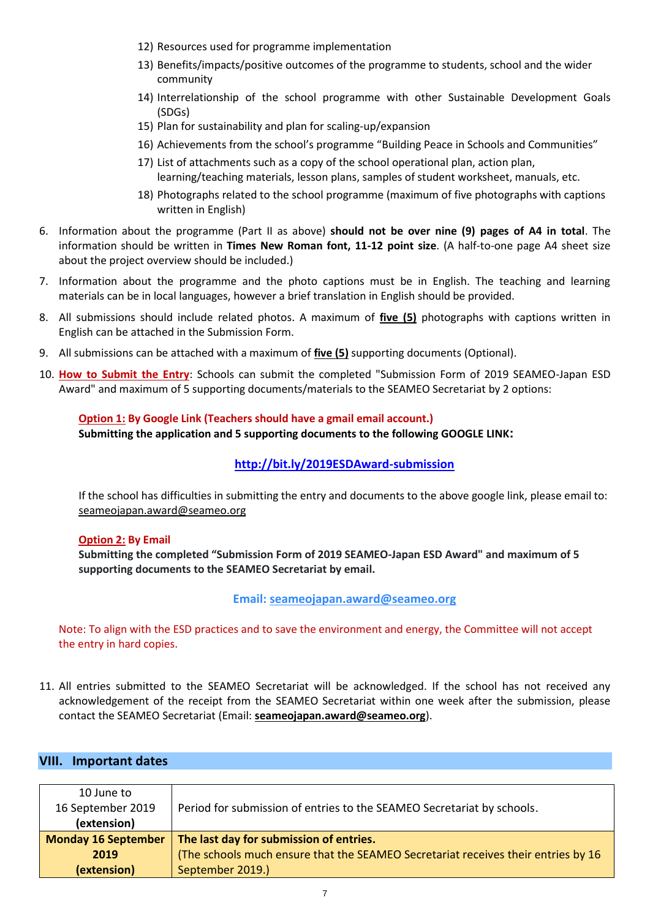12) Resources used for programme implementation
13) Benefits/impacts/positive outcomes of the programme to students, school and the wider community
14) Interrelationship of the school programme with other Sustainable Development Goals (SDGs)
15) Plan for sustainability and plan for scaling-up/expansion
16) Achievements from the school's programme "Building Peace in Schools and Communities"
17) List of attachments such as a copy of the school operational plan, action plan, learning/teaching materials, lesson plans, samples of student worksheet, manuals, etc.
18) Photographs related to the school programme (maximum of five photographs with captions written in English)

6. Information about the programme (Part II as above) **should not be over nine (9) pages of A4 in total**. The information should be written in **Times New Roman font, 11-12 point size**. (A half-to-one page A4 sheet size about the project overview should be included.)
7. Information about the programme and the photo captions must be in English. The teaching and learning materials can be in local languages, however a brief translation in English should be provided.
8. All submissions should include related photos. A maximum of **five (5)** photographs with captions written in English can be attached in the Submission Form.
9. All submissions can be attached with a maximum of **five (5)** supporting documents (Optional).
10. **How to Submit the Entry**: Schools can submit the completed "Submission Form of 2019 SEAMEO-Japan ESD Award" and maximum of 5 supporting documents/materials to the SEAMEO Secretariat by 2 options:

**Option 1: By Google Link (Teachers should have a gmail email account.)**
**Submitting the application and 5 supporting documents to the following GOOGLE LINK:**

**http://bit.ly/2019ESDAward-submission**

If the school has difficulties in submitting the entry and documents to the above google link, please email to: seameojapan.award@seameo.org

**Option 2: By Email**
**Submitting the completed "Submission Form of 2019 SEAMEO-Japan ESD Award" and maximum of 5 supporting documents to the SEAMEO Secretariat by email.**

**Email: seameojapan.award@seameo.org**

Note: To align with the ESD practices and to save the environment and energy, the Committee will not accept the entry in hard copies.

11. All entries submitted to the SEAMEO Secretariat will be acknowledged. If the school has not received any acknowledgement of the receipt from the SEAMEO Secretariat within one week after the submission, please contact the SEAMEO Secretariat (Email: **seameojapan.award@seameo.org**).

## VIII. Important dates

| | |
|---|---|
| 10 June to 16 September 2019 **(extension)** | Period for submission of entries to the SEAMEO Secretariat by schools. |
| **Monday 16 September 2019 (extension)** | **The last day for submission of entries.** (The schools much ensure that the SEAMEO Secretariat receives their entries by 16 September 2019.) |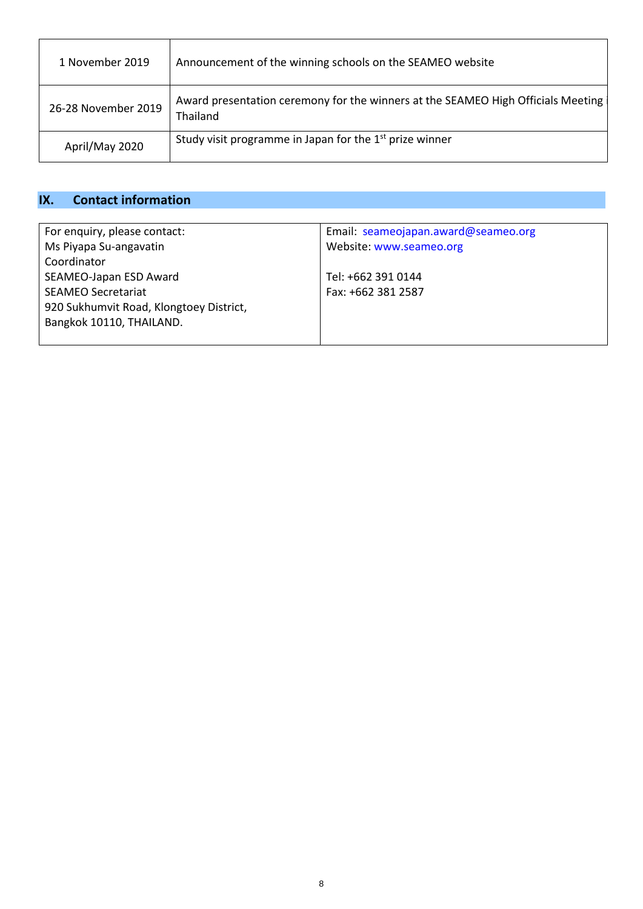| | |
|---|---|
| 1 November 2019 | Announcement of the winning schools on the SEAMEO website |
| 26-28 November 2019 | Award presentation ceremony for the winners at the SEAMEO High Officials Meeting i Thailand |
| April/May 2020 | Study visit programme in Japan for the 1st prize winner |

## IX. Contact information

| | |
|---|---|
| For enquiry, please contact:<br>Ms Piyapa Su-angavatin<br>Coordinator<br>SEAMEO-Japan ESD Award<br>SEAMEO Secretariat<br>920 Sukhumvit Road, Klongtoey District,<br>Bangkok 10110, THAILAND. | Email: seameojapan.award@seameo.org<br>Website: www.seameo.org<br><br>Tel: +662 391 0144<br>Fax: +662 381 2587 |